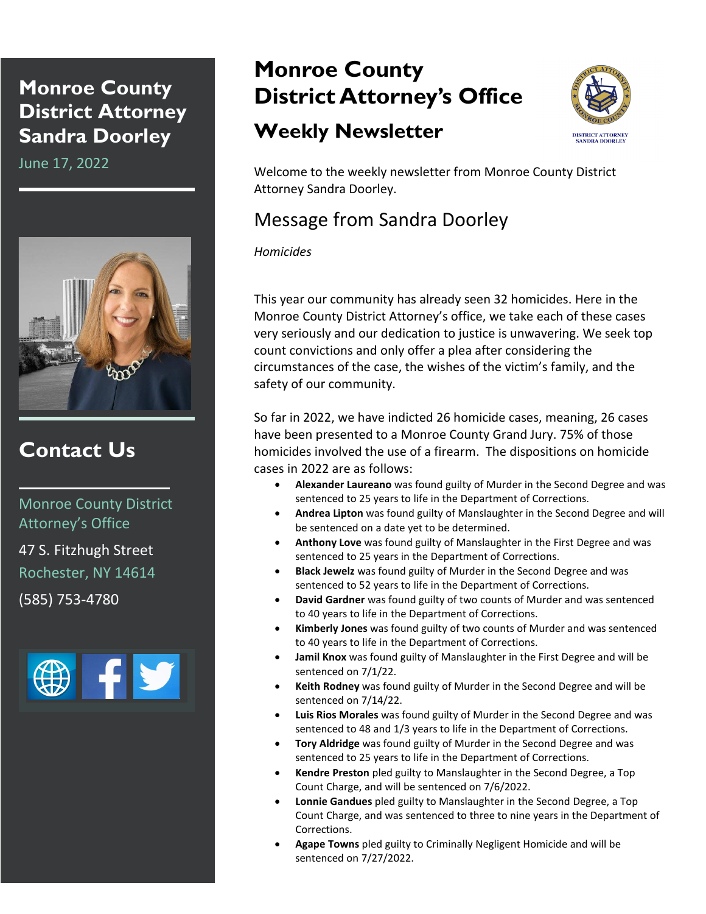# Monroe County District Attorney Sandra Doorley

June 17, 2022

## Contact Us

Monroe County District Attorney's Office

47 S. Fitzhugh Street

Rochester, NY 14614

(585) 753-4780

# Monroe County District Attorney's Office

## Weekly Newsletter

DISTRICT ATTORNEY SANDRA DOORLEY

Welcome to the weekly newsletter from Monroe County District Attorney Sandra Doorley.

## Message from Sandra Doorley

*Homicides*

This year our community has already seen 32 homicides. Here in the Monroe County District Attorney's office, we take each of these cases very seriously and our dedication to justice is unwavering. We seek top count convictions and only offer a plea after considering the circumstances of the case, the wishes of the victim's family, and the safety of our community.

So far in 2022, we have indicted 26 homicide cases, meaning, 26 cases have been presented to a Monroe County Grand Jury. 75% of those homicides involved the use of a firearm. The dispositions on homicide cases in 2022 are as follows:

- **Alexander Laureano** was found guilty of Murder in the Second Degree and was sentenced to 25 years to life in the Department of Corrections.
- **Andrea Lipton** was found guilty of Manslaughter in the Second Degree and will be sentenced on a date yet to be determined.
- **Anthony Love** was found guilty of Manslaughter in the First Degree and was sentenced to 25 years in the Department of Corrections.
- **Black Jewelz** was found guilty of Murder in the Second Degree and was sentenced to 52 years to life in the Department of Corrections.
- **David Gardner** was found guilty of two counts of Murder and was sentenced to 40 years to life in the Department of Corrections.
- **Kimberly Jones** was found guilty of two counts of Murder and was sentenced to 40 years to life in the Department of Corrections.
- **Jamil Knox** was found guilty of Manslaughter in the First Degree and will be sentenced on 7/1/22.
- **Keith Rodney** was found guilty of Murder in the Second Degree and will be sentenced on 7/14/22.
- **Luis Rios Morales** was found guilty of Murder in the Second Degree and was sentenced to 48 and 1/3 years to life in the Department of Corrections.
- **Tory Aldridge** was found guilty of Murder in the Second Degree and was sentenced to 25 years to life in the Department of Corrections.
- **Kendre Preston** pled guilty to Manslaughter in the Second Degree, a Top Count Charge, and will be sentenced on 7/6/2022.
- **Lonnie Gandues** pled guilty to Manslaughter in the Second Degree, a Top Count Charge, and was sentenced to three to nine years in the Department of Corrections.
- **Agape Towns** pled guilty to Criminally Negligent Homicide and will be sentenced on 7/27/2022.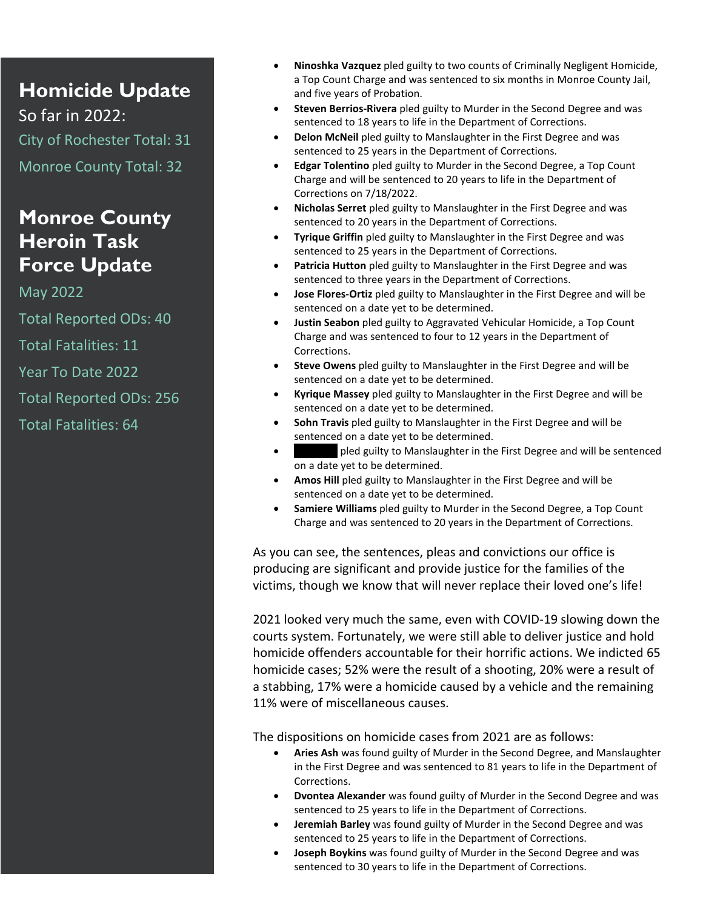## Homicide Update

So far in 2022:

City of Rochester Total: 31

Monroe County Total: 32

## Monroe County Heroin Task Force Update

May 2022

Total Reported ODs: 40

Total Fatalities: 11

Year To Date 2022

Total Reported ODs: 256

Total Fatalities: 64

- **Ninoshka Vazquez** pled guilty to two counts of Criminally Negligent Homicide, a Top Count Charge and was sentenced to six months in Monroe County Jail, and five years of Probation.
- **Steven Berrios-Rivera** pled guilty to Murder in the Second Degree and was sentenced to 18 years to life in the Department of Corrections.
- **Delon McNeil** pled guilty to Manslaughter in the First Degree and was sentenced to 25 years in the Department of Corrections.
- **Edgar Tolentino** pled guilty to Murder in the Second Degree, a Top Count Charge and will be sentenced to 20 years to life in the Department of Corrections on 7/18/2022.
- **Nicholas Serret** pled guilty to Manslaughter in the First Degree and was sentenced to 20 years in the Department of Corrections.
- **Tyrique Griffin** pled guilty to Manslaughter in the First Degree and was sentenced to 25 years in the Department of Corrections.
- **Patricia Hutton** pled guilty to Manslaughter in the First Degree and was sentenced to three years in the Department of Corrections.
- **Jose Flores-Ortiz** pled guilty to Manslaughter in the First Degree and will be sentenced on a date yet to be determined.
- **Justin Seabon** pled guilty to Aggravated Vehicular Homicide, a Top Count Charge and was sentenced to four to 12 years in the Department of Corrections.
- **Steve Owens** pled guilty to Manslaughter in the First Degree and will be sentenced on a date yet to be determined.
- **Kyrique Massey** pled guilty to Manslaughter in the First Degree and will be sentenced on a date yet to be determined.
- **Sohn Travis** pled guilty to Manslaughter in the First Degree and will be sentenced on a date yet to be determined.
- [REDACTED] pled guilty to Manslaughter in the First Degree and will be sentenced on a date yet to be determined.
- **Amos Hill** pled guilty to Manslaughter in the First Degree and will be sentenced on a date yet to be determined.
- **Samiere Williams** pled guilty to Murder in the Second Degree, a Top Count Charge and was sentenced to 20 years in the Department of Corrections.

As you can see, the sentences, pleas and convictions our office is producing are significant and provide justice for the families of the victims, though we know that will never replace their loved one's life!

2021 looked very much the same, even with COVID-19 slowing down the courts system. Fortunately, we were still able to deliver justice and hold homicide offenders accountable for their horrific actions. We indicted 65 homicide cases; 52% were the result of a shooting, 20% were a result of a stabbing, 17% were a homicide caused by a vehicle and the remaining 11% were of miscellaneous causes.

The dispositions on homicide cases from 2021 are as follows:

- **Aries Ash** was found guilty of Murder in the Second Degree, and Manslaughter in the First Degree and was sentenced to 81 years to life in the Department of Corrections.
- **Dvontea Alexander** was found guilty of Murder in the Second Degree and was sentenced to 25 years to life in the Department of Corrections.
- **Jeremiah Barley** was found guilty of Murder in the Second Degree and was sentenced to 25 years to life in the Department of Corrections.
- **Joseph Boykins** was found guilty of Murder in the Second Degree and was sentenced to 30 years to life in the Department of Corrections.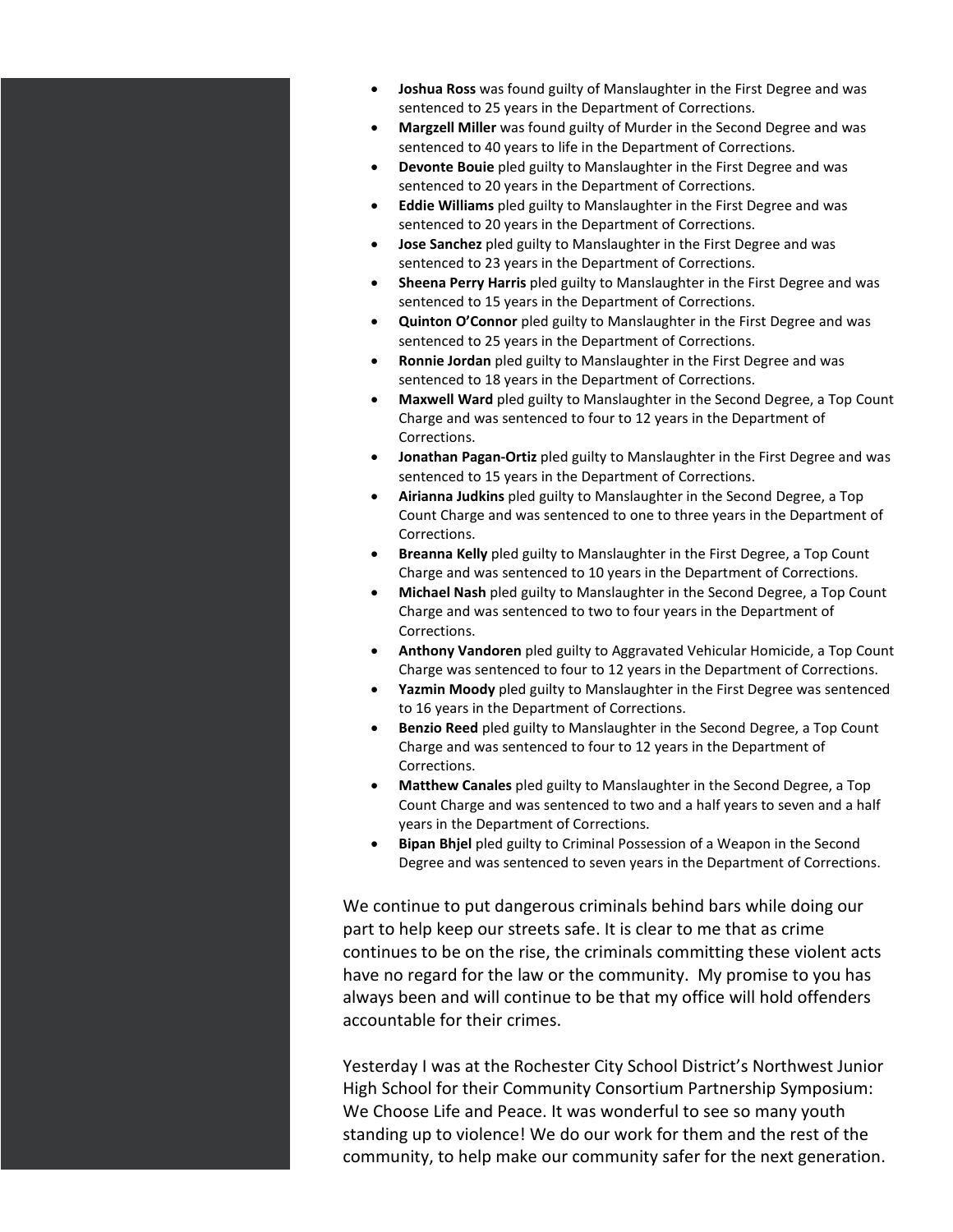- **Joshua Ross** was found guilty of Manslaughter in the First Degree and was sentenced to 25 years in the Department of Corrections.
- **Margzell Miller** was found guilty of Murder in the Second Degree and was sentenced to 40 years to life in the Department of Corrections.
- **Devonte Bouie** pled guilty to Manslaughter in the First Degree and was sentenced to 20 years in the Department of Corrections.
- **Eddie Williams** pled guilty to Manslaughter in the First Degree and was sentenced to 20 years in the Department of Corrections.
- **Jose Sanchez** pled guilty to Manslaughter in the First Degree and was sentenced to 23 years in the Department of Corrections.
- **Sheena Perry Harris** pled guilty to Manslaughter in the First Degree and was sentenced to 15 years in the Department of Corrections.
- **Quinton O'Connor** pled guilty to Manslaughter in the First Degree and was sentenced to 25 years in the Department of Corrections.
- **Ronnie Jordan** pled guilty to Manslaughter in the First Degree and was sentenced to 18 years in the Department of Corrections.
- **Maxwell Ward** pled guilty to Manslaughter in the Second Degree, a Top Count Charge and was sentenced to four to 12 years in the Department of Corrections.
- **Jonathan Pagan-Ortiz** pled guilty to Manslaughter in the First Degree and was sentenced to 15 years in the Department of Corrections.
- **Airianna Judkins** pled guilty to Manslaughter in the Second Degree, a Top Count Charge and was sentenced to one to three years in the Department of Corrections.
- **Breanna Kelly** pled guilty to Manslaughter in the First Degree, a Top Count Charge and was sentenced to 10 years in the Department of Corrections.
- **Michael Nash** pled guilty to Manslaughter in the Second Degree, a Top Count Charge and was sentenced to two to four years in the Department of Corrections.
- **Anthony Vandoren** pled guilty to Aggravated Vehicular Homicide, a Top Count Charge was sentenced to four to 12 years in the Department of Corrections.
- **Yazmin Moody** pled guilty to Manslaughter in the First Degree was sentenced to 16 years in the Department of Corrections.
- **Benzio Reed** pled guilty to Manslaughter in the Second Degree, a Top Count Charge and was sentenced to four to 12 years in the Department of Corrections.
- **Matthew Canales** pled guilty to Manslaughter in the Second Degree, a Top Count Charge and was sentenced to two and a half years to seven and a half years in the Department of Corrections.
- **Bipan Bhjel** pled guilty to Criminal Possession of a Weapon in the Second Degree and was sentenced to seven years in the Department of Corrections.

We continue to put dangerous criminals behind bars while doing our part to help keep our streets safe. It is clear to me that as crime continues to be on the rise, the criminals committing these violent acts have no regard for the law or the community. My promise to you has always been and will continue to be that my office will hold offenders accountable for their crimes.

Yesterday I was at the Rochester City School District's Northwest Junior High School for their Community Consortium Partnership Symposium: We Choose Life and Peace. It was wonderful to see so many youth standing up to violence! We do our work for them and the rest of the community, to help make our community safer for the next generation.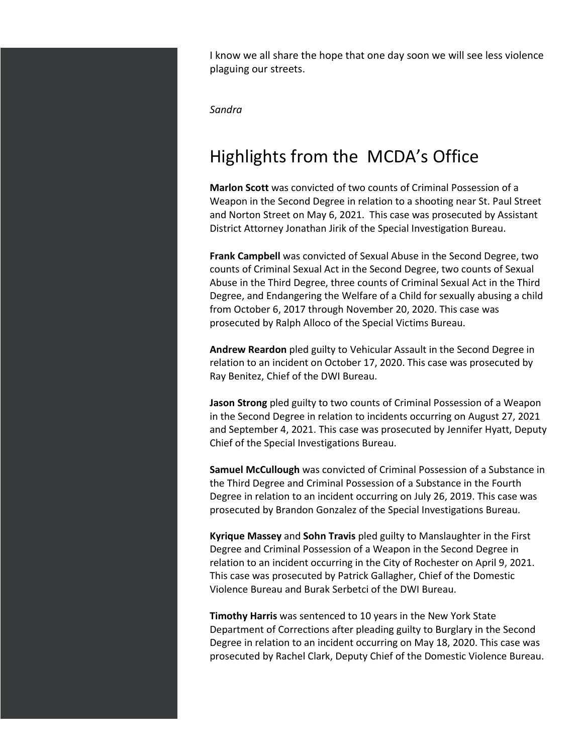I know we all share the hope that one day soon we will see less violence plaguing our streets.

*Sandra*

# Highlights from the MCDA's Office

**Marlon Scott** was convicted of two counts of Criminal Possession of a Weapon in the Second Degree in relation to a shooting near St. Paul Street and Norton Street on May 6, 2021. This case was prosecuted by Assistant District Attorney Jonathan Jirik of the Special Investigation Bureau.

**Frank Campbell** was convicted of Sexual Abuse in the Second Degree, two counts of Criminal Sexual Act in the Second Degree, two counts of Sexual Abuse in the Third Degree, three counts of Criminal Sexual Act in the Third Degree, and Endangering the Welfare of a Child for sexually abusing a child from October 6, 2017 through November 20, 2020. This case was prosecuted by Ralph Alloco of the Special Victims Bureau.

**Andrew Reardon** pled guilty to Vehicular Assault in the Second Degree in relation to an incident on October 17, 2020. This case was prosecuted by Ray Benitez, Chief of the DWI Bureau.

**Jason Strong** pled guilty to two counts of Criminal Possession of a Weapon in the Second Degree in relation to incidents occurring on August 27, 2021 and September 4, 2021. This case was prosecuted by Jennifer Hyatt, Deputy Chief of the Special Investigations Bureau.

**Samuel McCullough** was convicted of Criminal Possession of a Substance in the Third Degree and Criminal Possession of a Substance in the Fourth Degree in relation to an incident occurring on July 26, 2019. This case was prosecuted by Brandon Gonzalez of the Special Investigations Bureau.

**Kyrique Massey** and **Sohn Travis** pled guilty to Manslaughter in the First Degree and Criminal Possession of a Weapon in the Second Degree in relation to an incident occurring in the City of Rochester on April 9, 2021. This case was prosecuted by Patrick Gallagher, Chief of the Domestic Violence Bureau and Burak Serbetci of the DWI Bureau.

**Timothy Harris** was sentenced to 10 years in the New York State Department of Corrections after pleading guilty to Burglary in the Second Degree in relation to an incident occurring on May 18, 2020. This case was prosecuted by Rachel Clark, Deputy Chief of the Domestic Violence Bureau.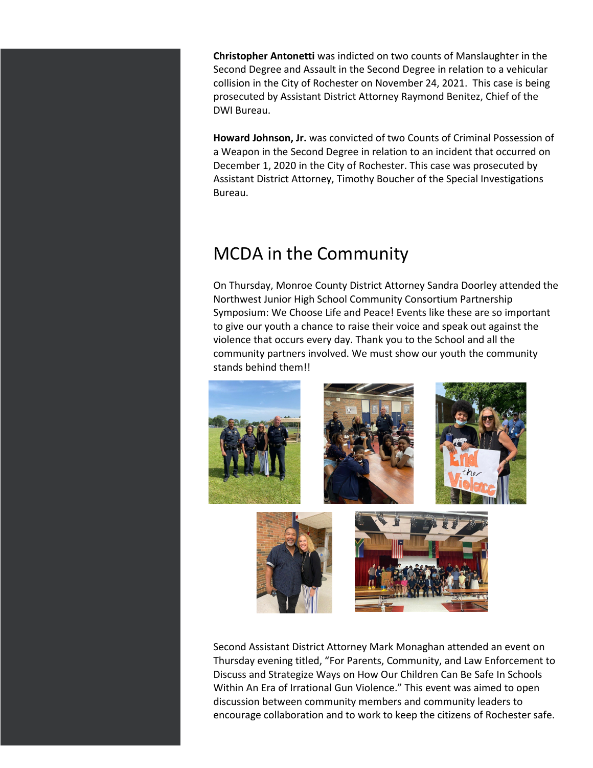**Christopher Antonetti** was indicted on two counts of Manslaughter in the Second Degree and Assault in the Second Degree in relation to a vehicular collision in the City of Rochester on November 24, 2021. This case is being prosecuted by Assistant District Attorney Raymond Benitez, Chief of the DWI Bureau.

**Howard Johnson, Jr.** was convicted of two Counts of Criminal Possession of a Weapon in the Second Degree in relation to an incident that occurred on December 1, 2020 in the City of Rochester. This case was prosecuted by Assistant District Attorney, Timothy Boucher of the Special Investigations Bureau.

## MCDA in the Community

On Thursday, Monroe County District Attorney Sandra Doorley attended the Northwest Junior High School Community Consortium Partnership Symposium: We Choose Life and Peace! Events like these are so important to give our youth a chance to raise their voice and speak out against the violence that occurs every day. Thank you to the School and all the community partners involved. We must show our youth the community stands behind them!!

Second Assistant District Attorney Mark Monaghan attended an event on Thursday evening titled, "For Parents, Community, and Law Enforcement to Discuss and Strategize Ways on How Our Children Can Be Safe In Schools Within An Era of Irrational Gun Violence." This event was aimed to open discussion between community members and community leaders to encourage collaboration and to work to keep the citizens of Rochester safe.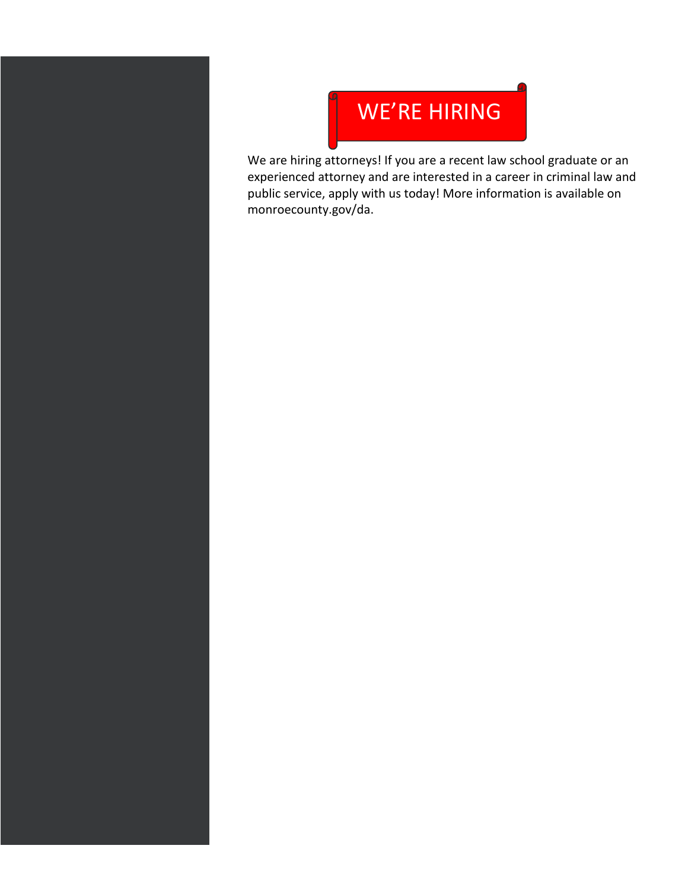# WE’RE HIRING

We are hiring attorneys! If you are a recent law school graduate or an experienced attorney and are interested in a career in criminal law and public service, apply with us today! More information is available on monroecounty.gov/da.